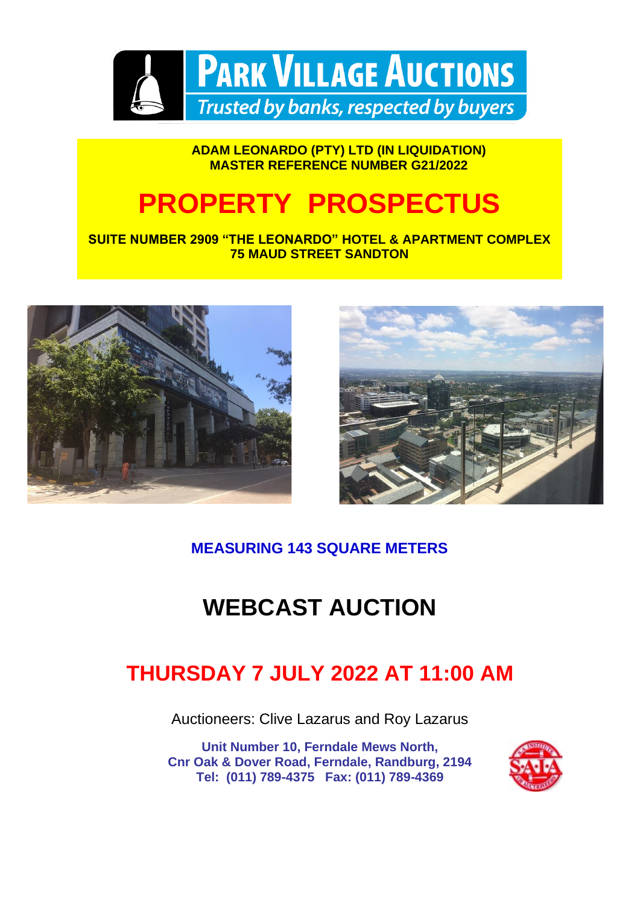**PARK VILLAGE AUCTIONS**

*Trusted by banks, respected by buyers*

**ADAM LEONARDO (PTY) LTD (IN LIQUIDATION)**
**MASTER REFERENCE NUMBER G21/2022**

# PROPERTY PROSPECTUS

**SUITE NUMBER 2909 "THE LEONARDO" HOTEL & APARTMENT COMPLEX**
**75 MAUD STREET SANDTON**

**MEASURING 143 SQUARE METERS**

# WEBCAST AUCTION

## THURSDAY 7 JULY 2022 AT 11:00 AM

Auctioneers: Clive Lazarus and Roy Lazarus

**Unit Number 10, Ferndale Mews North,**
**Cnr Oak & Dover Road, Ferndale, Randburg, 2194**
**Tel: (011) 789-4375 Fax: (011) 789-4369**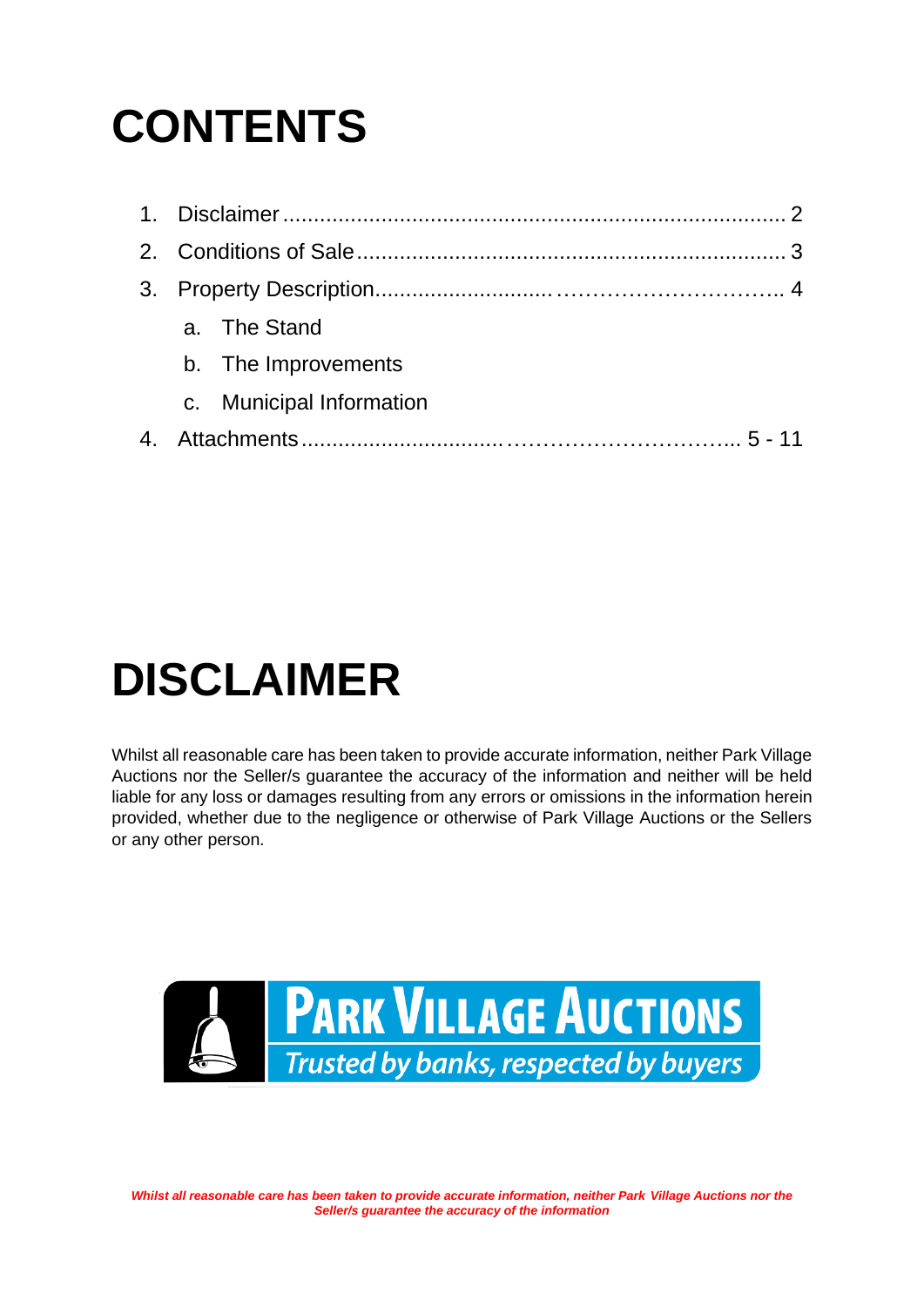# CONTENTS

1. Disclaimer ................................................................................. 2
2. Conditions of Sale ..................................................................... 3
3. Property Description............................ ………………………….. 4
   a. The Stand
   b. The Improvements
   c. Municipal Information
4. Attachments............................... …………………………... 5 - 11

# DISCLAIMER

Whilst all reasonable care has been taken to provide accurate information, neither Park Village Auctions nor the Seller/s guarantee the accuracy of the information and neither will be held liable for any loss or damages resulting from any errors or omissions in the information herein provided, whether due to the negligence or otherwise of Park Village Auctions or the Sellers or any other person.

PARK VILLAGE AUCTIONS

*Trusted by banks, respected by buyers*

***Whilst all reasonable care has been taken to provide accurate information, neither Park Village Auctions nor the Seller/s guarantee the accuracy of the information***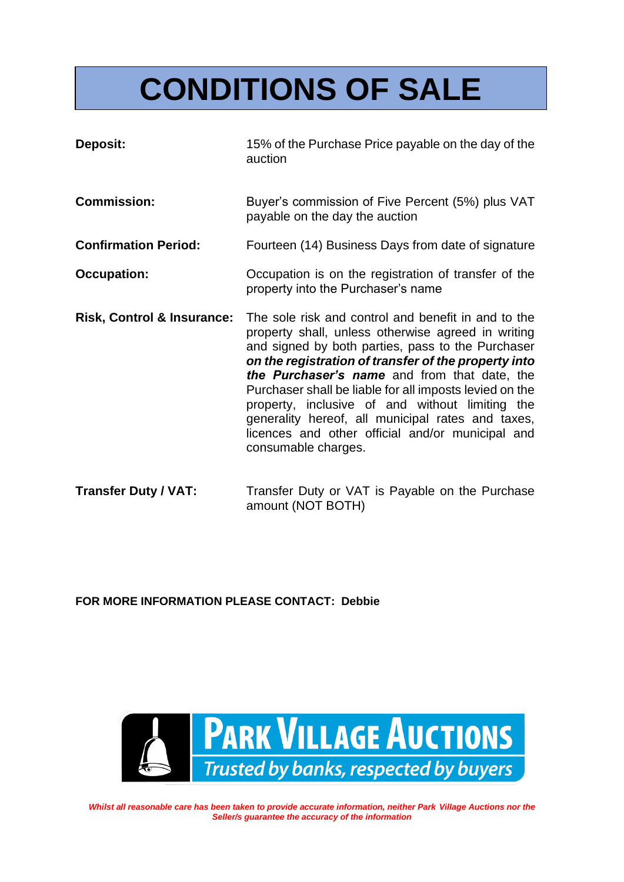# CONDITIONS OF SALE

| | |
|---|---|
| **Deposit:** | 15% of the Purchase Price payable on the day of the auction |
| **Commission:** | Buyer's commission of Five Percent (5%) plus VAT payable on the day the auction |
| **Confirmation Period:** | Fourteen (14) Business Days from date of signature |
| **Occupation:** | Occupation is on the registration of transfer of the property into the Purchaser's name |
| **Risk, Control & Insurance:** | The sole risk and control and benefit in and to the property shall, unless otherwise agreed in writing and signed by both parties, pass to the Purchaser ***on the registration of transfer of the property into the Purchaser's name*** and from that date, the Purchaser shall be liable for all imposts levied on the property, inclusive of and without limiting the generality hereof, all municipal rates and taxes, licences and other official and/or municipal and consumable charges. |
| **Transfer Duty / VAT:** | Transfer Duty or VAT is Payable on the Purchase amount (NOT BOTH) |

**FOR MORE INFORMATION PLEASE CONTACT: Debbie**

PARK VILLAGE AUCTIONS
Trusted by banks, respected by buyers

***Whilst all reasonable care has been taken to provide accurate information, neither Park Village Auctions nor the Seller/s guarantee the accuracy of the information***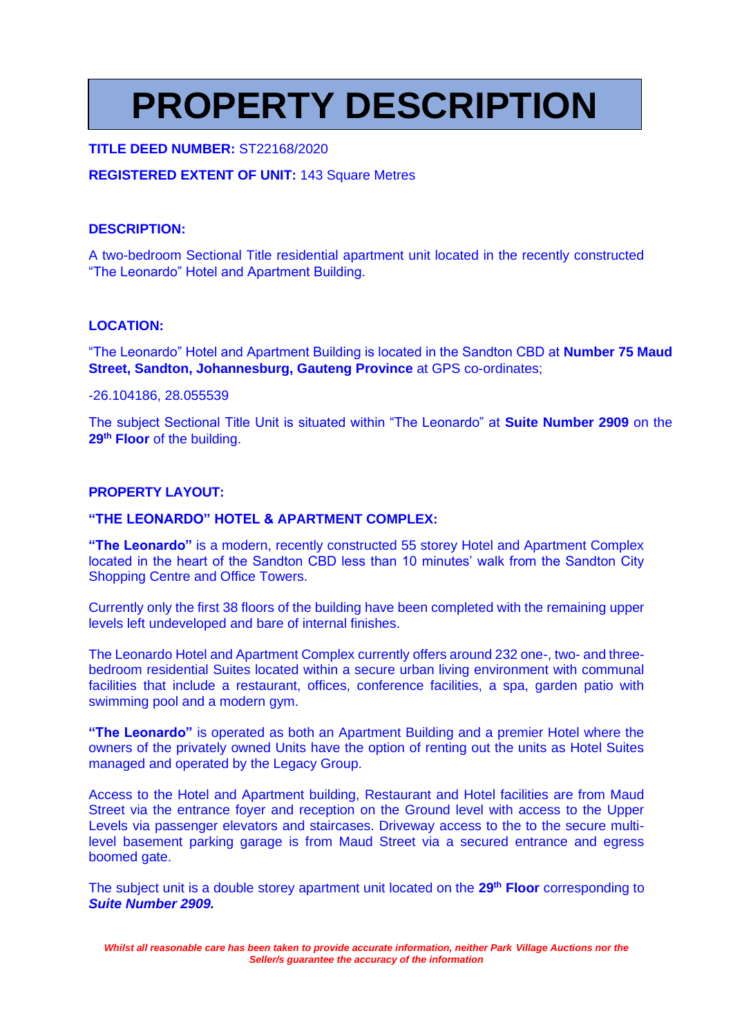# PROPERTY DESCRIPTION

**TITLE DEED NUMBER:** ST22168/2020

**REGISTERED EXTENT OF UNIT:** 143 Square Metres

**DESCRIPTION:**

A two-bedroom Sectional Title residential apartment unit located in the recently constructed "The Leonardo" Hotel and Apartment Building.

**LOCATION:**

"The Leonardo" Hotel and Apartment Building is located in the Sandton CBD at **Number 75 Maud Street, Sandton, Johannesburg, Gauteng Province** at GPS co-ordinates;

-26.104186, 28.055539

The subject Sectional Title Unit is situated within "The Leonardo" at **Suite Number 2909** on the **29th Floor** of the building.

**PROPERTY LAYOUT:**

**"THE LEONARDO" HOTEL & APARTMENT COMPLEX:**

**"The Leonardo"** is a modern, recently constructed 55 storey Hotel and Apartment Complex located in the heart of the Sandton CBD less than 10 minutes' walk from the Sandton City Shopping Centre and Office Towers.

Currently only the first 38 floors of the building have been completed with the remaining upper levels left undeveloped and bare of internal finishes.

The Leonardo Hotel and Apartment Complex currently offers around 232 one-, two- and three-bedroom residential Suites located within a secure urban living environment with communal facilities that include a restaurant, offices, conference facilities, a spa, garden patio with swimming pool and a modern gym.

**"The Leonardo"** is operated as both an Apartment Building and a premier Hotel where the owners of the privately owned Units have the option of renting out the units as Hotel Suites managed and operated by the Legacy Group.

Access to the Hotel and Apartment building, Restaurant and Hotel facilities are from Maud Street via the entrance foyer and reception on the Ground level with access to the Upper Levels via passenger elevators and staircases. Driveway access to the to the secure multi-level basement parking garage is from Maud Street via a secured entrance and egress boomed gate.

The subject unit is a double storey apartment unit located on the **29th Floor** corresponding to ***Suite Number 2909.***

***Whilst all reasonable care has been taken to provide accurate information, neither Park Village Auctions nor the Seller/s guarantee the accuracy of the information***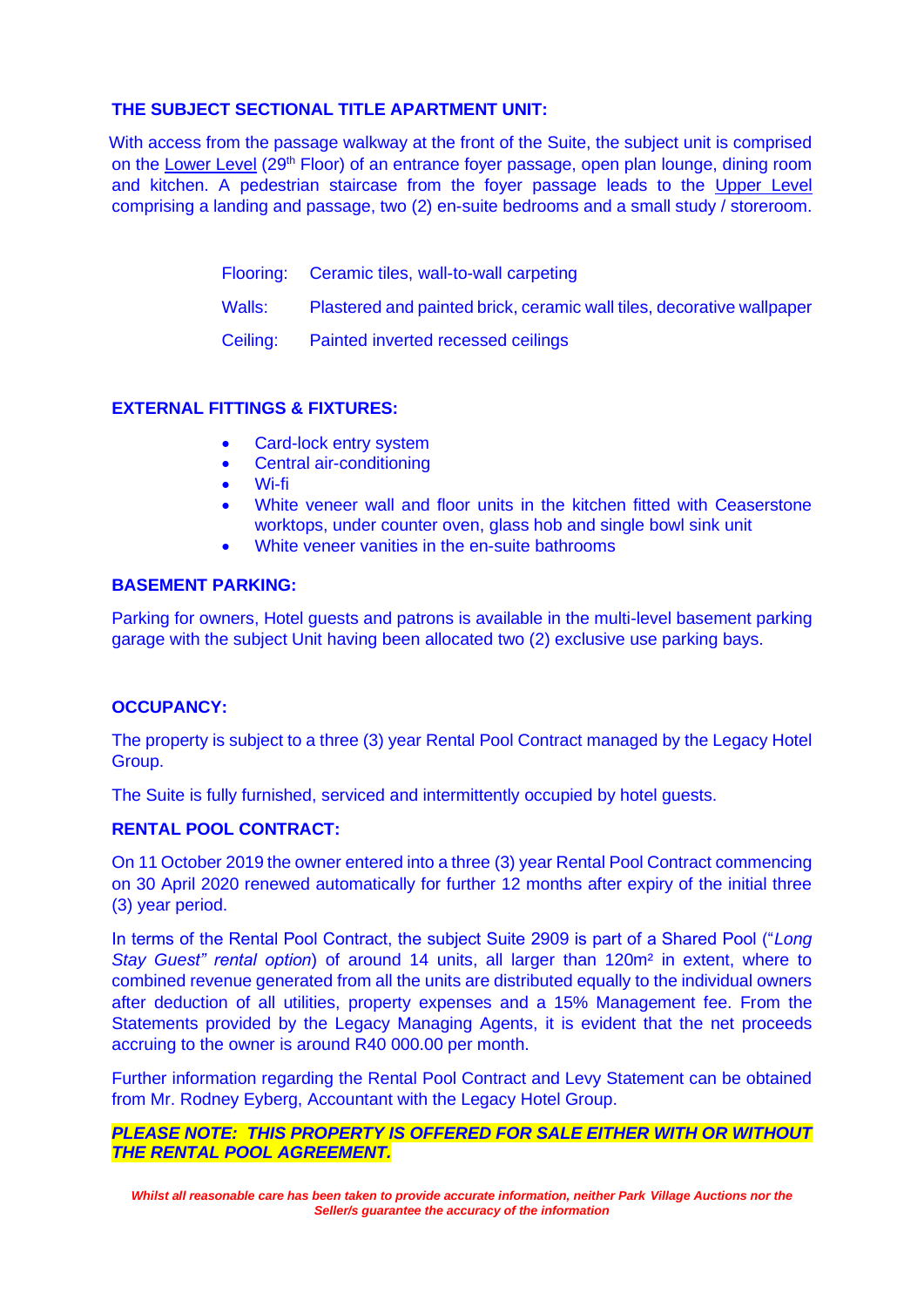## THE SUBJECT SECTIONAL TITLE APARTMENT UNIT:

With access from the passage walkway at the front of the Suite, the subject unit is comprised on the Lower Level (29th Floor) of an entrance foyer passage, open plan lounge, dining room and kitchen. A pedestrian staircase from the foyer passage leads to the Upper Level comprising a landing and passage, two (2) en-suite bedrooms and a small study / storeroom.

| | |
|---|---|
| Flooring: | Ceramic tiles, wall-to-wall carpeting |
| Walls: | Plastered and painted brick, ceramic wall tiles, decorative wallpaper |
| Ceiling: | Painted inverted recessed ceilings |

## EXTERNAL FITTINGS & FIXTURES:

- Card-lock entry system
- Central air-conditioning
- Wi-fi
- White veneer wall and floor units in the kitchen fitted with Ceaserstone worktops, under counter oven, glass hob and single bowl sink unit
- White veneer vanities in the en-suite bathrooms

## BASEMENT PARKING:

Parking for owners, Hotel guests and patrons is available in the multi-level basement parking garage with the subject Unit having been allocated two (2) exclusive use parking bays.

## OCCUPANCY:

The property is subject to a three (3) year Rental Pool Contract managed by the Legacy Hotel Group.

The Suite is fully furnished, serviced and intermittently occupied by hotel guests.

## RENTAL POOL CONTRACT:

On 11 October 2019 the owner entered into a three (3) year Rental Pool Contract commencing on 30 April 2020 renewed automatically for further 12 months after expiry of the initial three (3) year period.

In terms of the Rental Pool Contract, the subject Suite 2909 is part of a Shared Pool ("*Long Stay Guest" rental option*) of around 14 units, all larger than 120m² in extent, where to combined revenue generated from all the units are distributed equally to the individual owners after deduction of all utilities, property expenses and a 15% Management fee. From the Statements provided by the Legacy Managing Agents, it is evident that the net proceeds accruing to the owner is around R40 000.00 per month.

Further information regarding the Rental Pool Contract and Levy Statement can be obtained from Mr. Rodney Eyberg, Accountant with the Legacy Hotel Group.

***PLEASE NOTE: THIS PROPERTY IS OFFERED FOR SALE EITHER WITH OR WITHOUT THE RENTAL POOL AGREEMENT.***

***Whilst all reasonable care has been taken to provide accurate information, neither Park Village Auctions nor the Seller/s guarantee the accuracy of the information***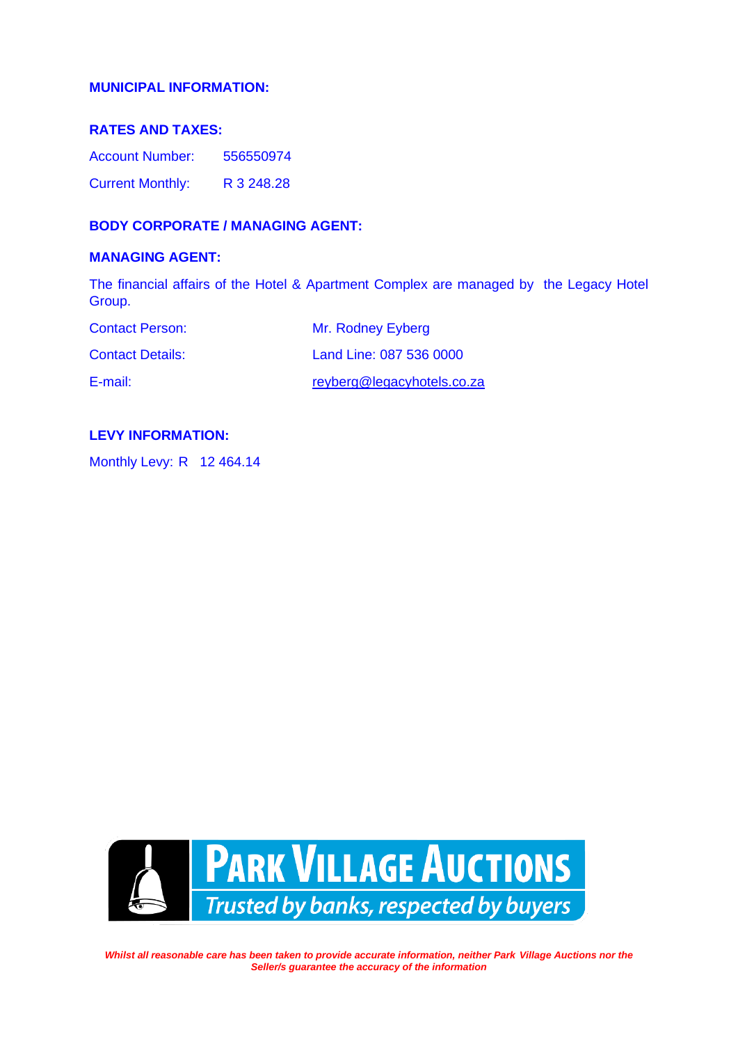## MUNICIPAL INFORMATION:

### RATES AND TAXES:

Account Number: 556550974

Current Monthly: R 3 248.28

### BODY CORPORATE / MANAGING AGENT:

### MANAGING AGENT:

The financial affairs of the Hotel & Apartment Complex are managed by the Legacy Hotel Group.

Contact Person: Mr. Rodney Eyberg

Contact Details: Land Line: 087 536 0000

E-mail: reyberg@legacyhotels.co.za

### LEVY INFORMATION:

Monthly Levy: R 12 464.14

**PARK VILLAGE AUCTIONS**

*Trusted by banks, respected by buyers*

***Whilst all reasonable care has been taken to provide accurate information, neither Park Village Auctions nor the Seller/s guarantee the accuracy of the information***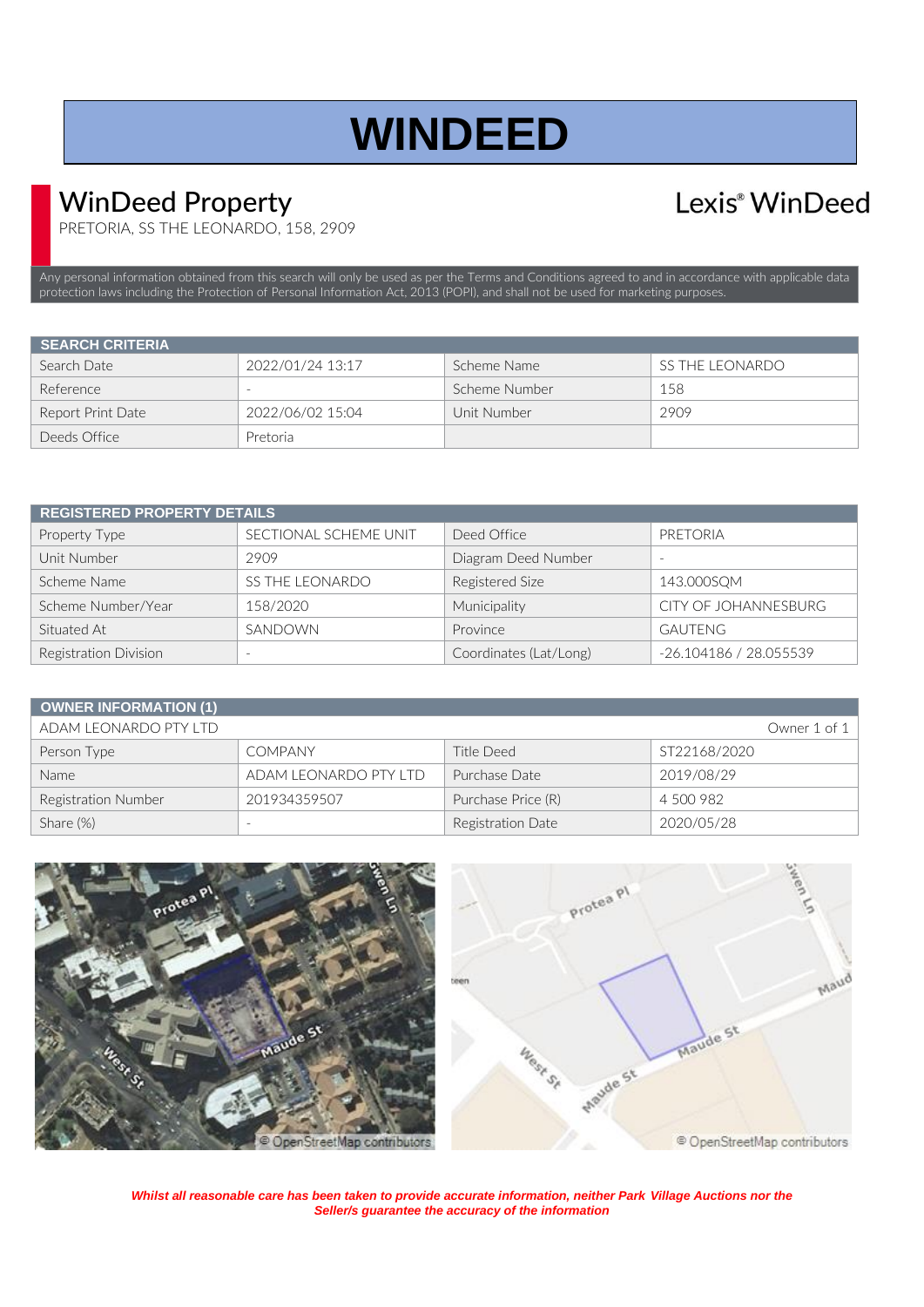# WINDEED

## WinDeed Property

PRETORIA, SS THE LEONARDO, 158, 2909

Lexis® WinDeed

Any personal information obtained from this search will only be used as per the Terms and Conditions agreed to and in accordance with applicable data protection laws including the Protection of Personal Information Act, 2013 (POPI), and shall not be used for marketing purposes.

| SEARCH CRITERIA | | | |
|---|---|---|---|
| Search Date | 2022/01/24 13:17 | Scheme Name | SS THE LEONARDO |
| Reference | - | Scheme Number | 158 |
| Report Print Date | 2022/06/02 15:04 | Unit Number | 2909 |
| Deeds Office | Pretoria | | |

| REGISTERED PROPERTY DETAILS | | | |
|---|---|---|---|
| Property Type | SECTIONAL SCHEME UNIT | Deed Office | PRETORIA |
| Unit Number | 2909 | Diagram Deed Number | - |
| Scheme Name | SS THE LEONARDO | Registered Size | 143.000SQM |
| Scheme Number/Year | 158/2020 | Municipality | CITY OF JOHANNESBURG |
| Situated At | SANDOWN | Province | GAUTENG |
| Registration Division | - | Coordinates (Lat/Long) | -26.104186 / 28.055539 |

| OWNER INFORMATION (1) | | | |
|---|---|---|---|
| ADAM LEONARDO PTY LTD | | | Owner 1 of 1 |
| Person Type | COMPANY | Title Deed | ST22168/2020 |
| Name | ADAM LEONARDO PTY LTD | Purchase Date | 2019/08/29 |
| Registration Number | 201934359507 | Purchase Price (R) | 4 500 982 |
| Share (%) | - | Registration Date | 2020/05/28 |

© OpenStreetMap contributors

© OpenStreetMap contributors

***Whilst all reasonable care has been taken to provide accurate information, neither Park Village Auctions nor the Seller/s guarantee the accuracy of the information***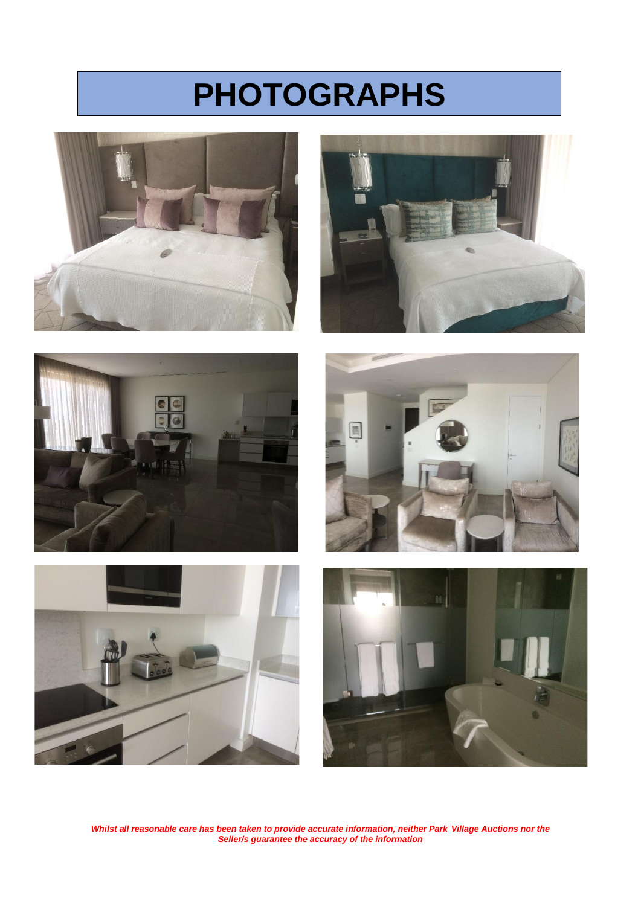# PHOTOGRAPHS

***Whilst all reasonable care has been taken to provide accurate information, neither Park Village Auctions nor the Seller/s guarantee the accuracy of the information***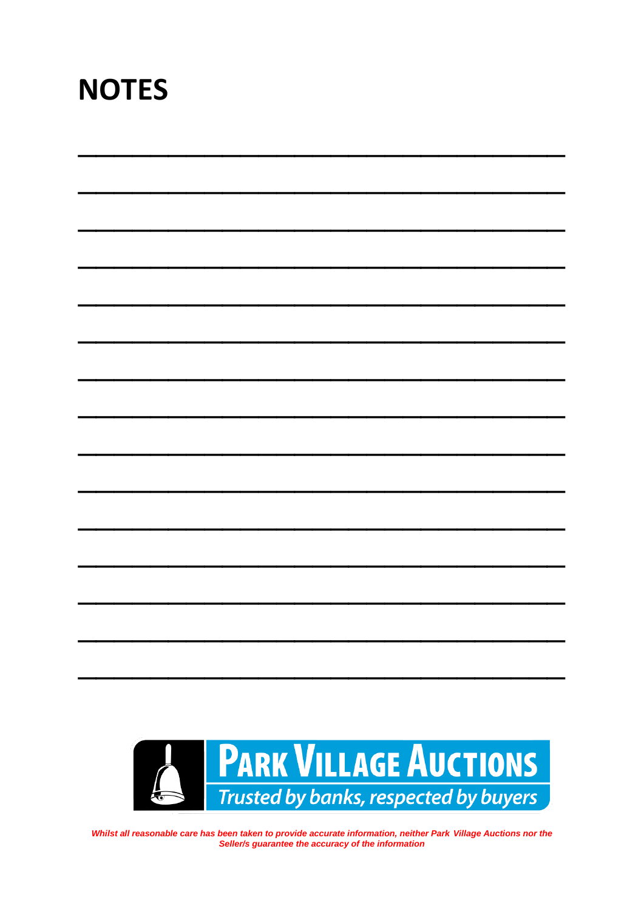# NOTES

PARK VILLAGE AUCTIONS

*Trusted by banks, respected by buyers*

***Whilst all reasonable care has been taken to provide accurate information, neither Park Village Auctions nor the Seller/s guarantee the accuracy of the information***